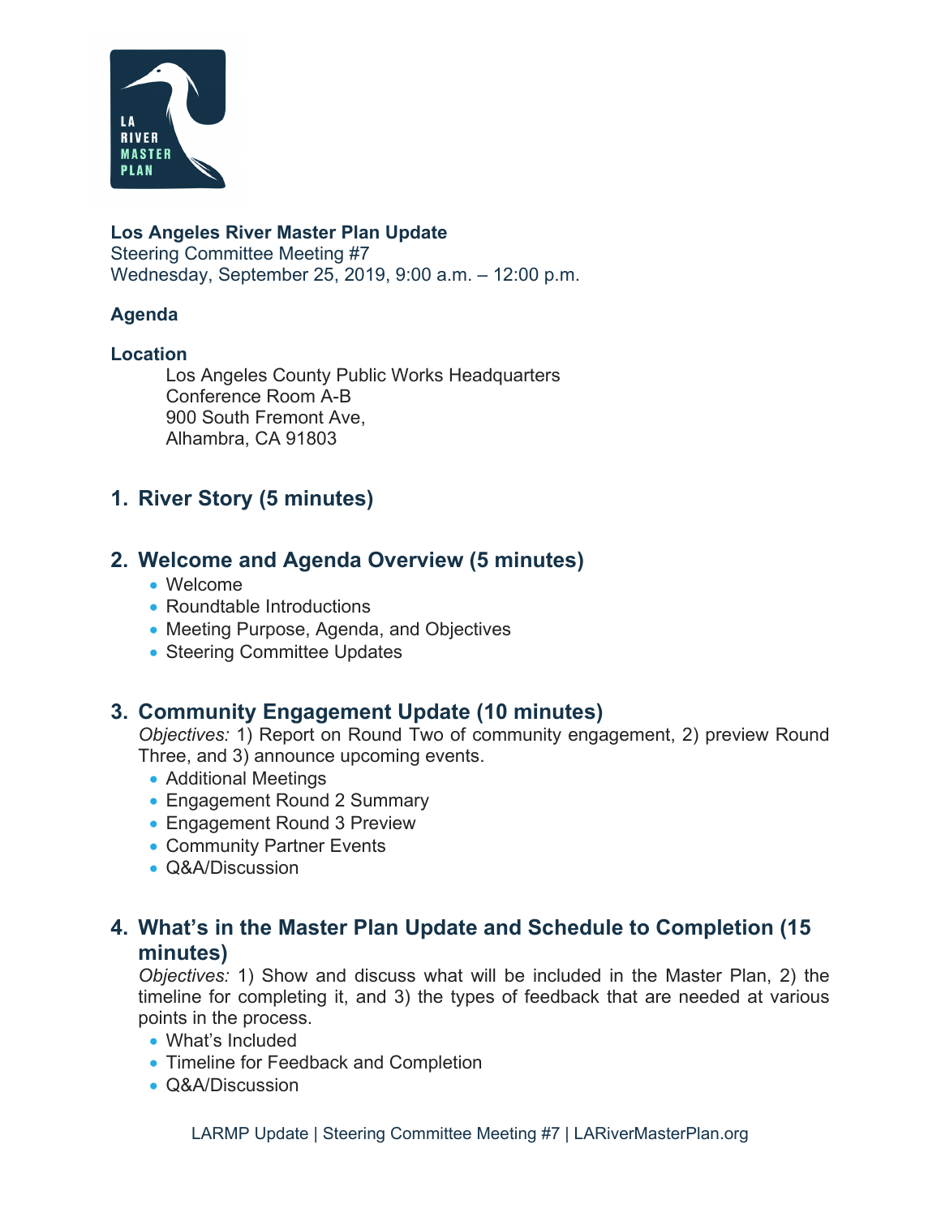**Los Angeles River Master Plan Update**
Steering Committee Meeting #7
Wednesday, September 25, 2019, 9:00 a.m. – 12:00 p.m.

**Agenda**

**Location**

Los Angeles County Public Works Headquarters
Conference Room A-B
900 South Fremont Ave,
Alhambra, CA 91803

## 1. River Story (5 minutes)

## 2. Welcome and Agenda Overview (5 minutes)

- Welcome
- Roundtable Introductions
- Meeting Purpose, Agenda, and Objectives
- Steering Committee Updates

## 3. Community Engagement Update (10 minutes)

*Objectives:* 1) Report on Round Two of community engagement, 2) preview Round Three, and 3) announce upcoming events.

- Additional Meetings
- Engagement Round 2 Summary
- Engagement Round 3 Preview
- Community Partner Events
- Q&A/Discussion

## 4. What's in the Master Plan Update and Schedule to Completion (15 minutes)

*Objectives:* 1) Show and discuss what will be included in the Master Plan, 2) the timeline for completing it, and 3) the types of feedback that are needed at various points in the process.

- What's Included
- Timeline for Feedback and Completion
- Q&A/Discussion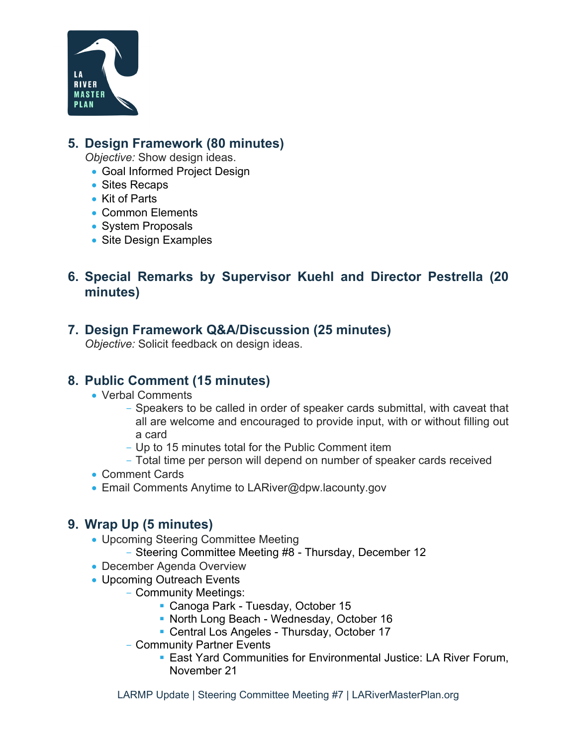## 5. Design Framework (80 minutes)

*Objective:* Show design ideas.

- Goal Informed Project Design
- Sites Recaps
- Kit of Parts
- Common Elements
- System Proposals
- Site Design Examples

## 6. Special Remarks by Supervisor Kuehl and Director Pestrella (20 minutes)

## 7. Design Framework Q&A/Discussion (25 minutes)

*Objective:* Solicit feedback on design ideas.

## 8. Public Comment (15 minutes)

- Verbal Comments
  - Speakers to be called in order of speaker cards submittal, with caveat that all are welcome and encouraged to provide input, with or without filling out a card
  - Up to 15 minutes total for the Public Comment item
  - Total time per person will depend on number of speaker cards received
- Comment Cards
- Email Comments Anytime to LARiver@dpw.lacounty.gov

## 9. Wrap Up (5 minutes)

- Upcoming Steering Committee Meeting
  - Steering Committee Meeting #8 - Thursday, December 12
- December Agenda Overview
- Upcoming Outreach Events
  - Community Meetings:
    - Canoga Park - Tuesday, October 15
    - North Long Beach - Wednesday, October 16
    - Central Los Angeles - Thursday, October 17
  - Community Partner Events
    - East Yard Communities for Environmental Justice: LA River Forum, November 21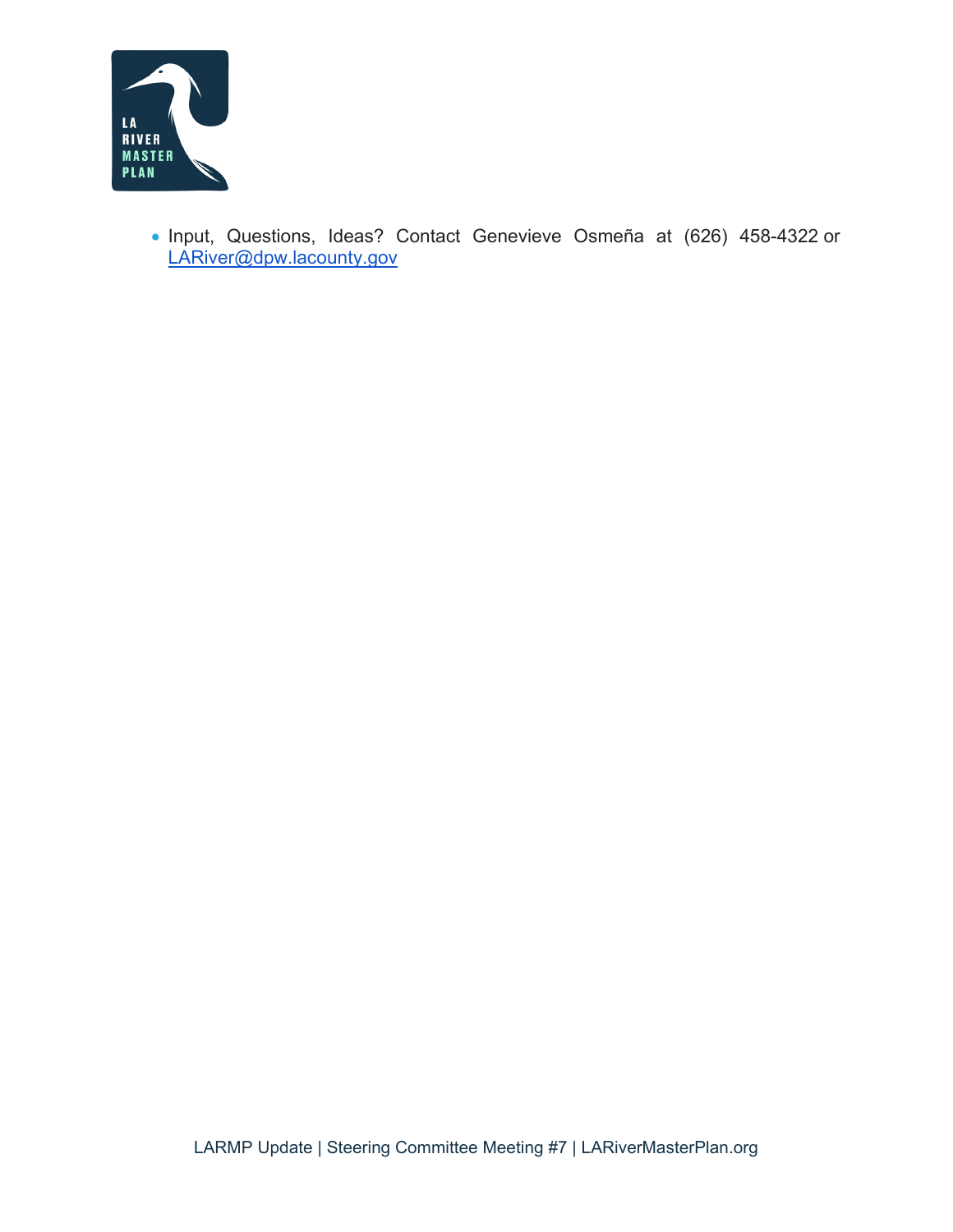- Input, Questions, Ideas? Contact Genevieve Osmeña at (626) 458-4322 or LARiver@dpw.lacounty.gov